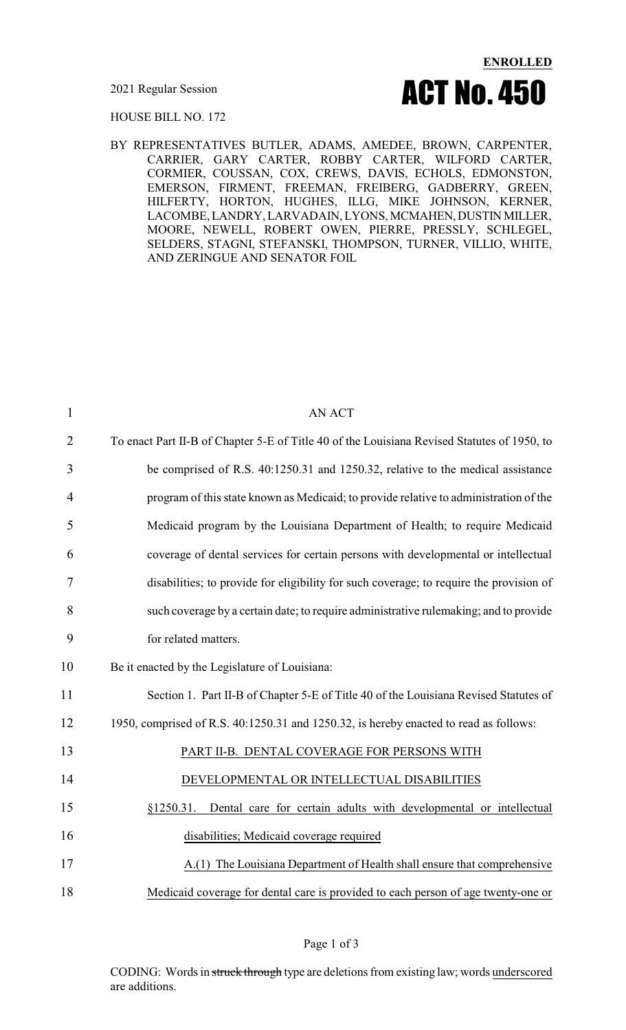**ENROLLED**

2021 Regular Session

# ACT No. 450

HOUSE BILL NO. 172

BY REPRESENTATIVES BUTLER, ADAMS, AMEDEE, BROWN, CARPENTER, CARRIER, GARY CARTER, ROBBY CARTER, WILFORD CARTER, CORMIER, COUSSAN, COX, CREWS, DAVIS, ECHOLS, EDMONSTON, EMERSON, FIRMENT, FREEMAN, FREIBERG, GADBERRY, GREEN, HILFERTY, HORTON, HUGHES, ILLG, MIKE JOHNSON, KERNER, LACOMBE, LANDRY, LARVADAIN, LYONS, MCMAHEN, DUSTIN MILLER, MOORE, NEWELL, ROBERT OWEN, PIERRE, PRESSLY, SCHLEGEL, SELDERS, STAGNI, STEFANSKI, THOMPSON, TURNER, VILLIO, WHITE, AND ZERINGUE AND SENATOR FOIL

AN ACT

To enact Part II-B of Chapter 5-E of Title 40 of the Louisiana Revised Statutes of 1950, to be comprised of R.S. 40:1250.31 and 1250.32, relative to the medical assistance program of this state known as Medicaid; to provide relative to administration of the Medicaid program by the Louisiana Department of Health; to require Medicaid coverage of dental services for certain persons with developmental or intellectual disabilities; to provide for eligibility for such coverage; to require the provision of such coverage by a certain date; to require administrative rulemaking; and to provide for related matters.

Be it enacted by the Legislature of Louisiana:

Section 1. Part II-B of Chapter 5-E of Title 40 of the Louisiana Revised Statutes of 1950, comprised of R.S. 40:1250.31 and 1250.32, is hereby enacted to read as follows:

PART II-B. DENTAL COVERAGE FOR PERSONS WITH DEVELOPMENTAL OR INTELLECTUAL DISABILITIES

§1250.31. Dental care for certain adults with developmental or intellectual disabilities; Medicaid coverage required

A.(1) The Louisiana Department of Health shall ensure that comprehensive Medicaid coverage for dental care is provided to each person of age twenty-one or

CODING: Words in ~~struck through~~ type are deletions from existing law; words underscored are additions.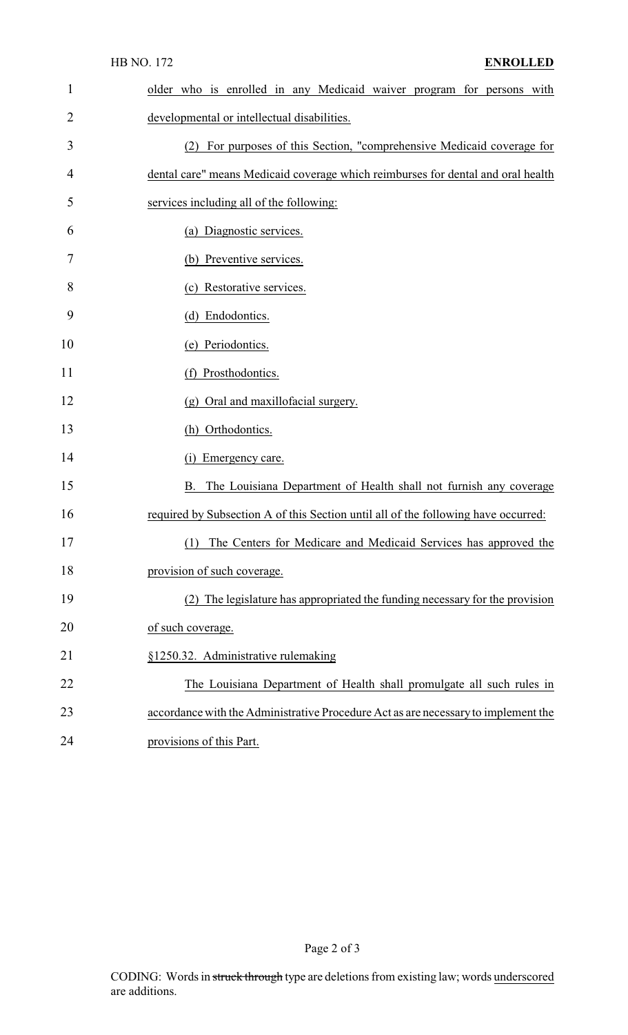older who is enrolled in any Medicaid waiver program for persons with developmental or intellectual disabilities.

(2) For purposes of this Section, "comprehensive Medicaid coverage for dental care" means Medicaid coverage which reimburses for dental and oral health services including all of the following:

(a) Diagnostic services.

(b) Preventive services.

(c) Restorative services.

(d) Endodontics.

(e) Periodontics.

(f) Prosthodontics.

(g) Oral and maxillofacial surgery.

(h) Orthodontics.

(i) Emergency care.

B. The Louisiana Department of Health shall not furnish any coverage required by Subsection A of this Section until all of the following have occurred:

(1) The Centers for Medicare and Medicaid Services has approved the provision of such coverage.

(2) The legislature has appropriated the funding necessary for the provision of such coverage.

§1250.32. Administrative rulemaking

The Louisiana Department of Health shall promulgate all such rules in accordance with the Administrative Procedure Act as are necessary to implement the provisions of this Part.

CODING: Words in struck through type are deletions from existing law; words underscored are additions.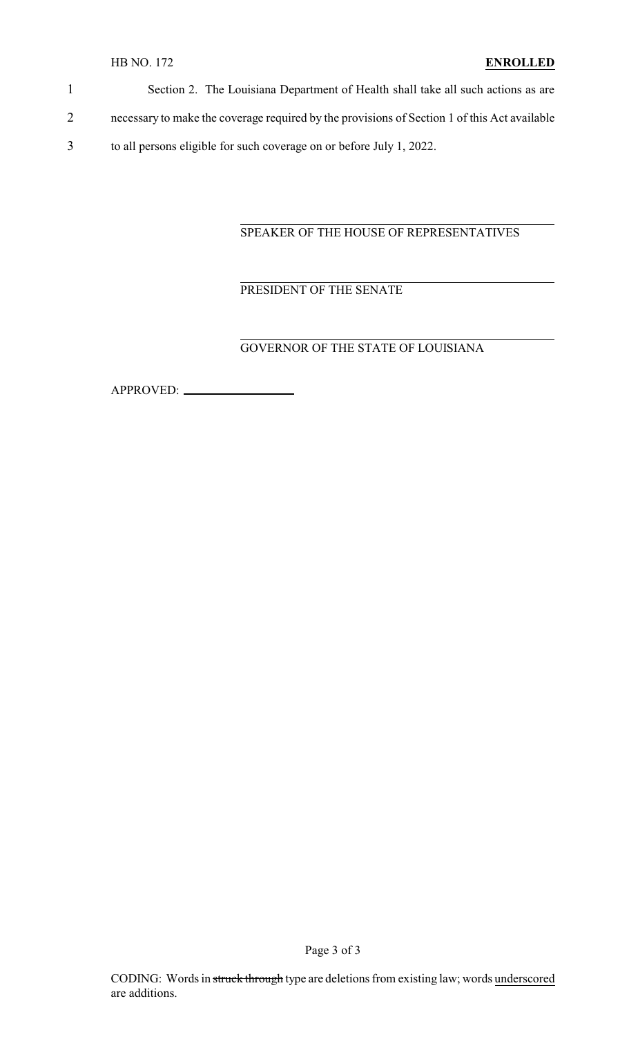Section 2. The Louisiana Department of Health shall take all such actions as are necessary to make the coverage required by the provisions of Section 1 of this Act available to all persons eligible for such coverage on or before July 1, 2022.

SPEAKER OF THE HOUSE OF REPRESENTATIVES

PRESIDENT OF THE SENATE

GOVERNOR OF THE STATE OF LOUISIANA

APPROVED: ____________________

CODING: Words in ~~struck through~~ type are deletions from existing law; words underscored are additions.